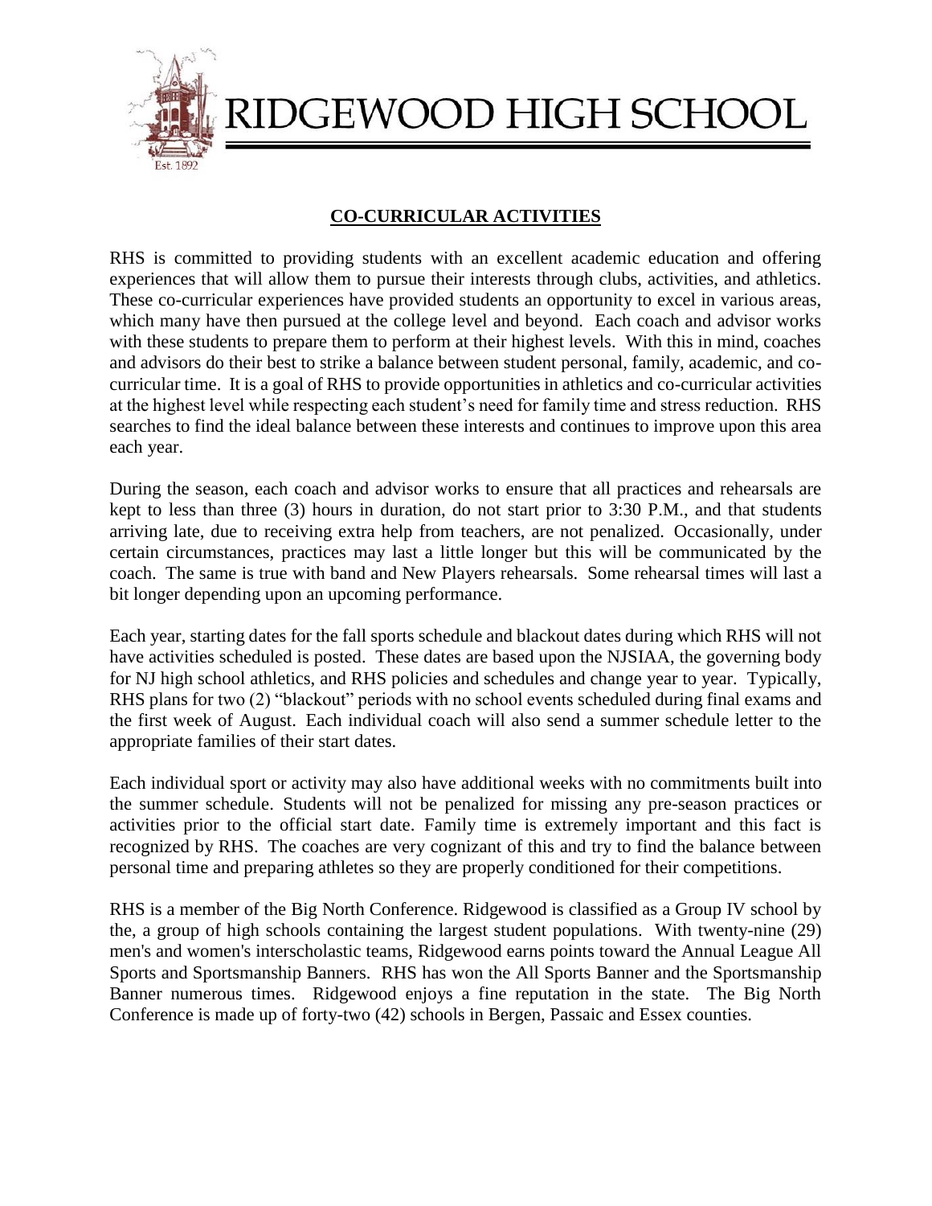# RIDGEWOOD HIGH SCHOOL

Est. 1892

## CO-CURRICULAR ACTIVITIES

RHS is committed to providing students with an excellent academic education and offering experiences that will allow them to pursue their interests through clubs, activities, and athletics. These co-curricular experiences have provided students an opportunity to excel in various areas, which many have then pursued at the college level and beyond. Each coach and advisor works with these students to prepare them to perform at their highest levels. With this in mind, coaches and advisors do their best to strike a balance between student personal, family, academic, and co-curricular time. It is a goal of RHS to provide opportunities in athletics and co-curricular activities at the highest level while respecting each student's need for family time and stress reduction. RHS searches to find the ideal balance between these interests and continues to improve upon this area each year.

During the season, each coach and advisor works to ensure that all practices and rehearsals are kept to less than three (3) hours in duration, do not start prior to 3:30 P.M., and that students arriving late, due to receiving extra help from teachers, are not penalized. Occasionally, under certain circumstances, practices may last a little longer but this will be communicated by the coach. The same is true with band and New Players rehearsals. Some rehearsal times will last a bit longer depending upon an upcoming performance.

Each year, starting dates for the fall sports schedule and blackout dates during which RHS will not have activities scheduled is posted. These dates are based upon the NJSIAA, the governing body for NJ high school athletics, and RHS policies and schedules and change year to year. Typically, RHS plans for two (2) "blackout" periods with no school events scheduled during final exams and the first week of August. Each individual coach will also send a summer schedule letter to the appropriate families of their start dates.

Each individual sport or activity may also have additional weeks with no commitments built into the summer schedule. Students will not be penalized for missing any pre-season practices or activities prior to the official start date. Family time is extremely important and this fact is recognized by RHS. The coaches are very cognizant of this and try to find the balance between personal time and preparing athletes so they are properly conditioned for their competitions.

RHS is a member of the Big North Conference. Ridgewood is classified as a Group IV school by the, a group of high schools containing the largest student populations. With twenty-nine (29) men's and women's interscholastic teams, Ridgewood earns points toward the Annual League All Sports and Sportsmanship Banners. RHS has won the All Sports Banner and the Sportsmanship Banner numerous times. Ridgewood enjoys a fine reputation in the state. The Big North Conference is made up of forty-two (42) schools in Bergen, Passaic and Essex counties.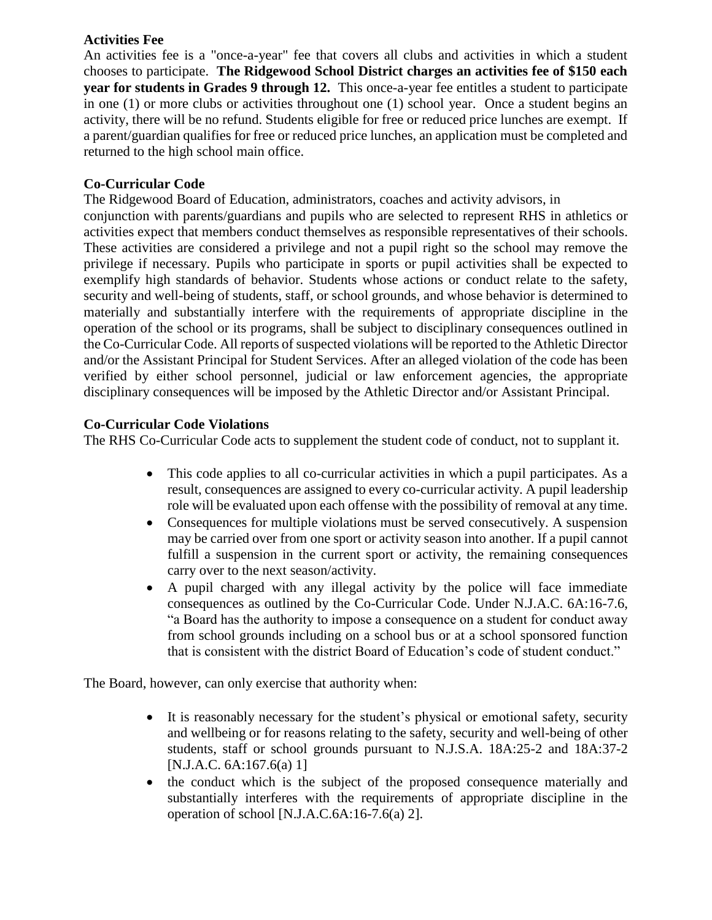**Activities Fee**

An activities fee is a "once-a-year" fee that covers all clubs and activities in which a student chooses to participate. **The Ridgewood School District charges an activities fee of $150 each year for students in Grades 9 through 12.** This once-a-year fee entitles a student to participate in one (1) or more clubs or activities throughout one (1) school year. Once a student begins an activity, there will be no refund. Students eligible for free or reduced price lunches are exempt. If a parent/guardian qualifies for free or reduced price lunches, an application must be completed and returned to the high school main office.

**Co-Curricular Code**

The Ridgewood Board of Education, administrators, coaches and activity advisors, in conjunction with parents/guardians and pupils who are selected to represent RHS in athletics or activities expect that members conduct themselves as responsible representatives of their schools. These activities are considered a privilege and not a pupil right so the school may remove the privilege if necessary. Pupils who participate in sports or pupil activities shall be expected to exemplify high standards of behavior. Students whose actions or conduct relate to the safety, security and well-being of students, staff, or school grounds, and whose behavior is determined to materially and substantially interfere with the requirements of appropriate discipline in the operation of the school or its programs, shall be subject to disciplinary consequences outlined in the Co-Curricular Code. All reports of suspected violations will be reported to the Athletic Director and/or the Assistant Principal for Student Services. After an alleged violation of the code has been verified by either school personnel, judicial or law enforcement agencies, the appropriate disciplinary consequences will be imposed by the Athletic Director and/or Assistant Principal.

**Co-Curricular Code Violations**

The RHS Co-Curricular Code acts to supplement the student code of conduct, not to supplant it.

- This code applies to all co-curricular activities in which a pupil participates. As a result, consequences are assigned to every co-curricular activity. A pupil leadership role will be evaluated upon each offense with the possibility of removal at any time.
- Consequences for multiple violations must be served consecutively. A suspension may be carried over from one sport or activity season into another. If a pupil cannot fulfill a suspension in the current sport or activity, the remaining consequences carry over to the next season/activity.
- A pupil charged with any illegal activity by the police will face immediate consequences as outlined by the Co-Curricular Code. Under N.J.A.C. 6A:16-7.6, "a Board has the authority to impose a consequence on a student for conduct away from school grounds including on a school bus or at a school sponsored function that is consistent with the district Board of Education's code of student conduct."

The Board, however, can only exercise that authority when:

- It is reasonably necessary for the student's physical or emotional safety, security and wellbeing or for reasons relating to the safety, security and well-being of other students, staff or school grounds pursuant to N.J.S.A. 18A:25-2 and 18A:37-2 [N.J.A.C. 6A:167.6(a) 1]
- the conduct which is the subject of the proposed consequence materially and substantially interferes with the requirements of appropriate discipline in the operation of school [N.J.A.C.6A:16-7.6(a) 2].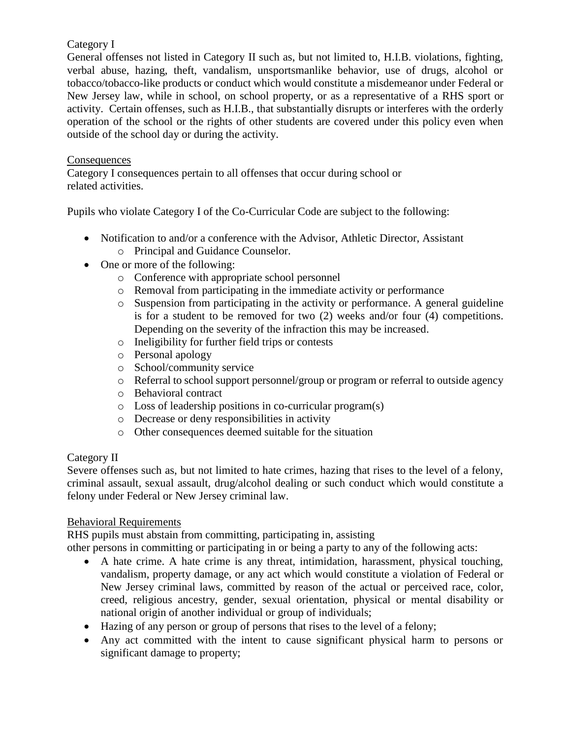Category I

General offenses not listed in Category II such as, but not limited to, H.I.B. violations, fighting, verbal abuse, hazing, theft, vandalism, unsportsmanlike behavior, use of drugs, alcohol or tobacco/tobacco-like products or conduct which would constitute a misdemeanor under Federal or New Jersey law, while in school, on school property, or as a representative of a RHS sport or activity. Certain offenses, such as H.I.B., that substantially disrupts or interferes with the orderly operation of the school or the rights of other students are covered under this policy even when outside of the school day or during the activity.

Consequences

Category I consequences pertain to all offenses that occur during school or related activities.

Pupils who violate Category I of the Co-Curricular Code are subject to the following:

- Notification to and/or a conference with the Advisor, Athletic Director, Assistant
  - Principal and Guidance Counselor.
- One or more of the following:
  - Conference with appropriate school personnel
  - Removal from participating in the immediate activity or performance
  - Suspension from participating in the activity or performance. A general guideline is for a student to be removed for two (2) weeks and/or four (4) competitions. Depending on the severity of the infraction this may be increased.
  - Ineligibility for further field trips or contests
  - Personal apology
  - School/community service
  - Referral to school support personnel/group or program or referral to outside agency
  - Behavioral contract
  - Loss of leadership positions in co-curricular program(s)
  - Decrease or deny responsibilities in activity
  - Other consequences deemed suitable for the situation

Category II

Severe offenses such as, but not limited to hate crimes, hazing that rises to the level of a felony, criminal assault, sexual assault, drug/alcohol dealing or such conduct which would constitute a felony under Federal or New Jersey criminal law.

Behavioral Requirements

RHS pupils must abstain from committing, participating in, assisting other persons in committing or participating in or being a party to any of the following acts:

- A hate crime. A hate crime is any threat, intimidation, harassment, physical touching, vandalism, property damage, or any act which would constitute a violation of Federal or New Jersey criminal laws, committed by reason of the actual or perceived race, color, creed, religious ancestry, gender, sexual orientation, physical or mental disability or national origin of another individual or group of individuals;
- Hazing of any person or group of persons that rises to the level of a felony;
- Any act committed with the intent to cause significant physical harm to persons or significant damage to property;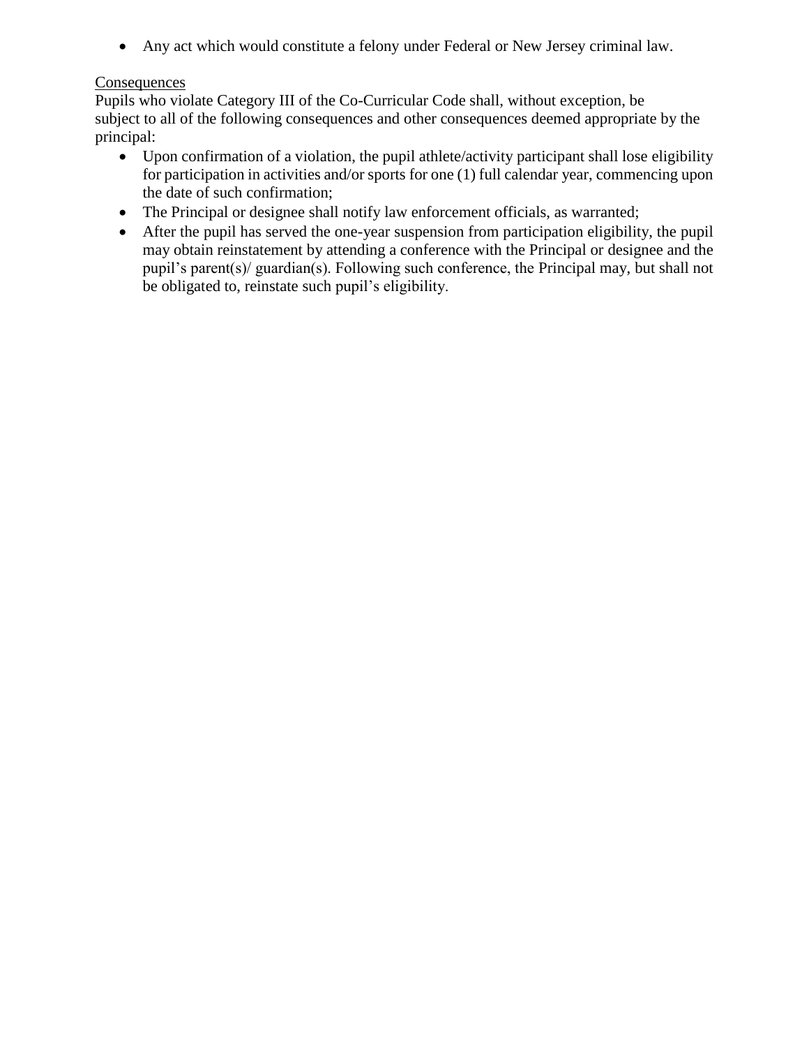- Any act which would constitute a felony under Federal or New Jersey criminal law.

Consequences

Pupils who violate Category III of the Co-Curricular Code shall, without exception, be subject to all of the following consequences and other consequences deemed appropriate by the principal:

- Upon confirmation of a violation, the pupil athlete/activity participant shall lose eligibility for participation in activities and/or sports for one (1) full calendar year, commencing upon the date of such confirmation;
- The Principal or designee shall notify law enforcement officials, as warranted;
- After the pupil has served the one-year suspension from participation eligibility, the pupil may obtain reinstatement by attending a conference with the Principal or designee and the pupil's parent(s)/ guardian(s). Following such conference, the Principal may, but shall not be obligated to, reinstate such pupil's eligibility.